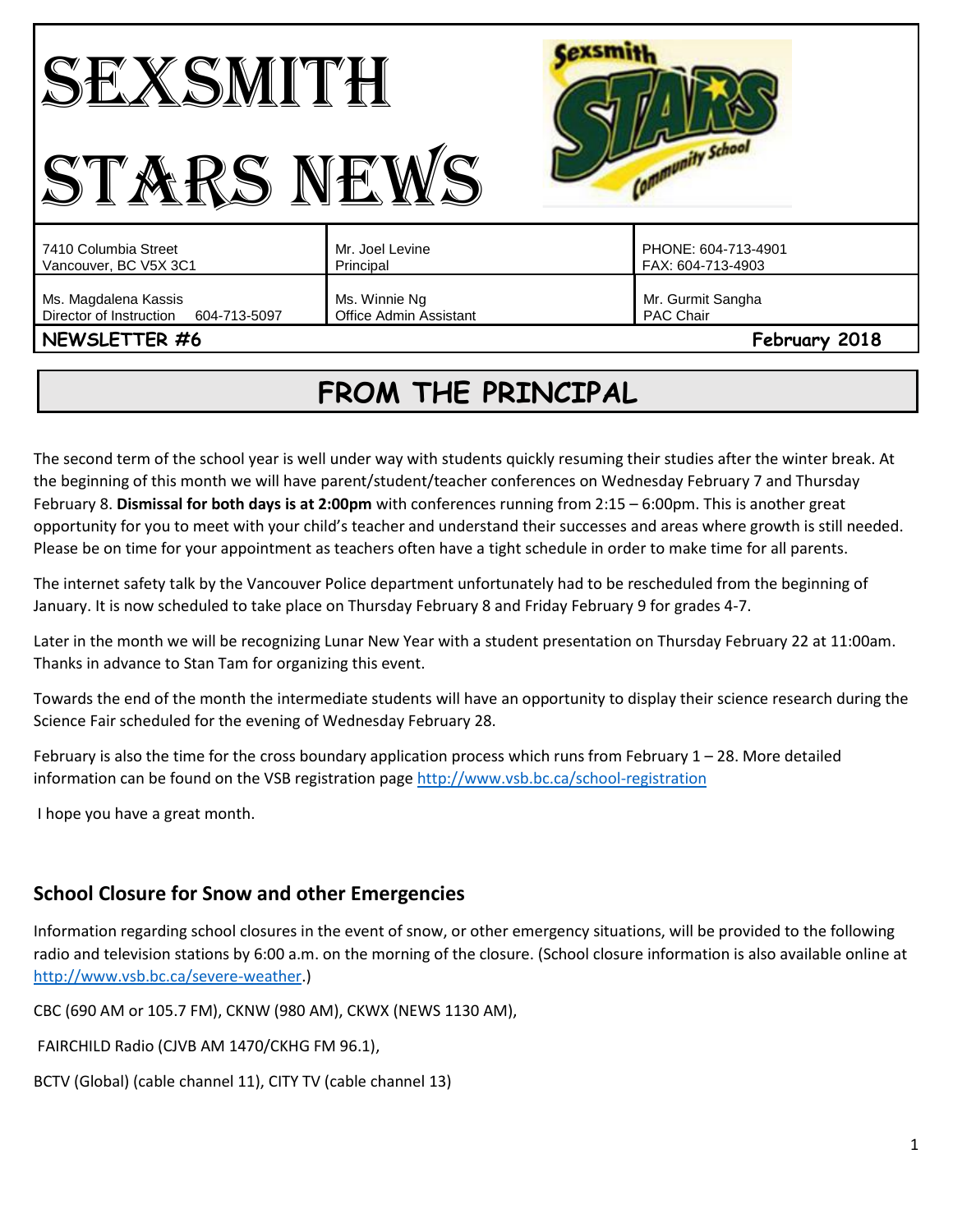# SEXSMITH STARS NEWS

| 7410 Columbia Street<br>Vancouver, BC V5X 3C1 | Mr. Joel Levine<br>Principal | PHONE: 604-713-4901<br>FAX: 604-713-4903 |
|---|---|---|
| Ms. Magdalena Kassis<br>Director of Instruction 604-713-5097 | Ms. Winnie Ng<br>Office Admin Assistant | Mr. Gurmit Sangha<br>PAC Chair |

**NEWSLETTER #6** **February 2018**

## FROM THE PRINCIPAL

The second term of the school year is well under way with students quickly resuming their studies after the winter break. At the beginning of this month we will have parent/student/teacher conferences on Wednesday February 7 and Thursday February 8. **Dismissal for both days is at 2:00pm** with conferences running from 2:15 – 6:00pm. This is another great opportunity for you to meet with your child's teacher and understand their successes and areas where growth is still needed. Please be on time for your appointment as teachers often have a tight schedule in order to make time for all parents.

The internet safety talk by the Vancouver Police department unfortunately had to be rescheduled from the beginning of January. It is now scheduled to take place on Thursday February 8 and Friday February 9 for grades 4-7.

Later in the month we will be recognizing Lunar New Year with a student presentation on Thursday February 22 at 11:00am. Thanks in advance to Stan Tam for organizing this event.

Towards the end of the month the intermediate students will have an opportunity to display their science research during the Science Fair scheduled for the evening of Wednesday February 28.

February is also the time for the cross boundary application process which runs from February 1 – 28. More detailed information can be found on the VSB registration page http://www.vsb.bc.ca/school-registration

I hope you have a great month.

### School Closure for Snow and other Emergencies

Information regarding school closures in the event of snow, or other emergency situations, will be provided to the following radio and television stations by 6:00 a.m. on the morning of the closure. (School closure information is also available online at http://www.vsb.bc.ca/severe-weather.)

CBC (690 AM or 105.7 FM), CKNW (980 AM), CKWX (NEWS 1130 AM),

FAIRCHILD Radio (CJVB AM 1470/CKHG FM 96.1),

BCTV (Global) (cable channel 11), CITY TV (cable channel 13)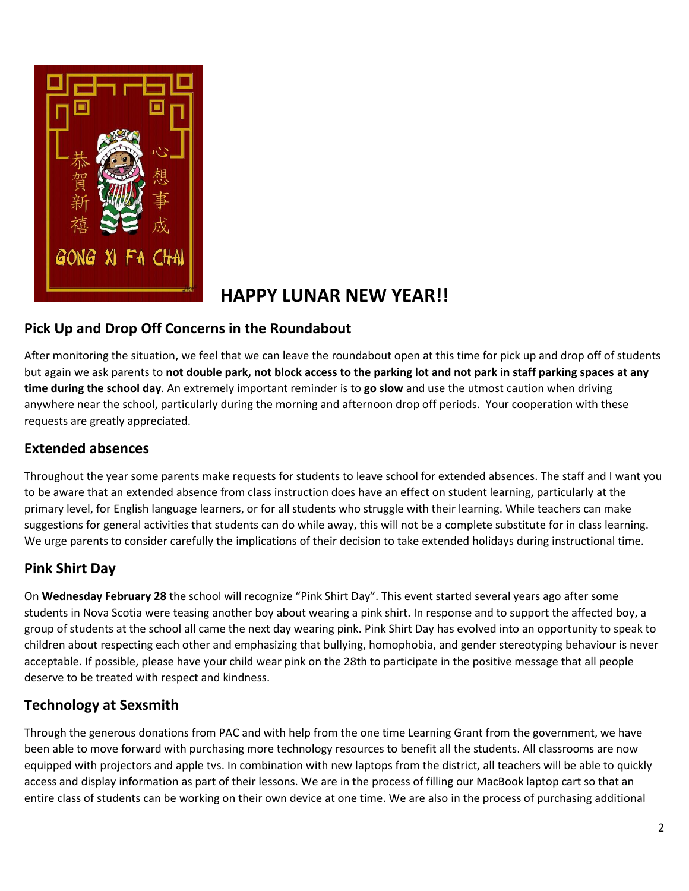# HAPPY LUNAR NEW YEAR!!

## Pick Up and Drop Off Concerns in the Roundabout

After monitoring the situation, we feel that we can leave the roundabout open at this time for pick up and drop off of students but again we ask parents to **not double park, not block access to the parking lot and not park in staff parking spaces at any time during the school day**. An extremely important reminder is to **<u>go slow</u>** and use the utmost caution when driving anywhere near the school, particularly during the morning and afternoon drop off periods. Your cooperation with these requests are greatly appreciated.

## Extended absences

Throughout the year some parents make requests for students to leave school for extended absences. The staff and I want you to be aware that an extended absence from class instruction does have an effect on student learning, particularly at the primary level, for English language learners, or for all students who struggle with their learning. While teachers can make suggestions for general activities that students can do while away, this will not be a complete substitute for in class learning. We urge parents to consider carefully the implications of their decision to take extended holidays during instructional time.

## Pink Shirt Day

On **Wednesday February 28** the school will recognize "Pink Shirt Day". This event started several years ago after some students in Nova Scotia were teasing another boy about wearing a pink shirt. In response and to support the affected boy, a group of students at the school all came the next day wearing pink. Pink Shirt Day has evolved into an opportunity to speak to children about respecting each other and emphasizing that bullying, homophobia, and gender stereotyping behaviour is never acceptable. If possible, please have your child wear pink on the 28th to participate in the positive message that all people deserve to be treated with respect and kindness.

## Technology at Sexsmith

Through the generous donations from PAC and with help from the one time Learning Grant from the government, we have been able to move forward with purchasing more technology resources to benefit all the students. All classrooms are now equipped with projectors and apple tvs. In combination with new laptops from the district, all teachers will be able to quickly access and display information as part of their lessons. We are in the process of filling our MacBook laptop cart so that an entire class of students can be working on their own device at one time. We are also in the process of purchasing additional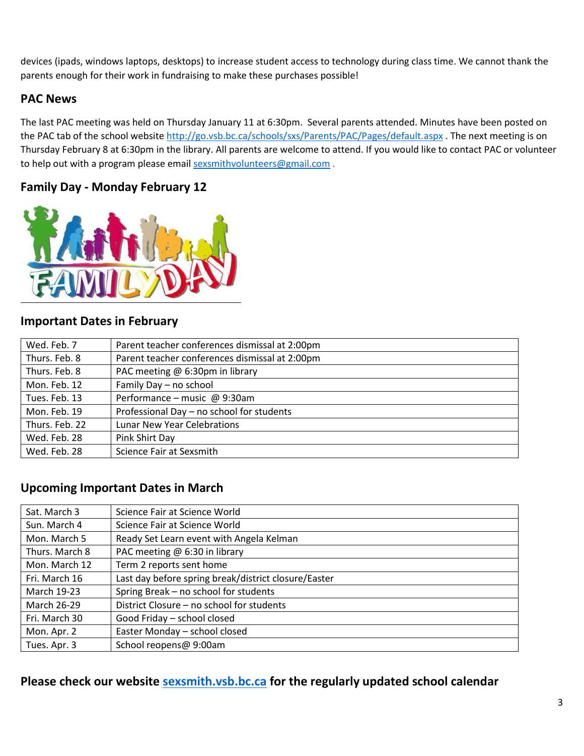devices (ipads, windows laptops, desktops) to increase student access to technology during class time. We cannot thank the parents enough for their work in fundraising to make these purchases possible!

## PAC News

The last PAC meeting was held on Thursday January 11 at 6:30pm. Several parents attended. Minutes have been posted on the PAC tab of the school website http://go.vsb.bc.ca/schools/sxs/Parents/PAC/Pages/default.aspx . The next meeting is on Thursday February 8 at 6:30pm in the library. All parents are welcome to attend. If you would like to contact PAC or volunteer to help out with a program please email sexsmithvolunteers@gmail.com .

## Family Day - Monday February 12

## Important Dates in February

| | |
|---|---|
| Wed. Feb. 7 | Parent teacher conferences dismissal at 2:00pm |
| Thurs. Feb. 8 | Parent teacher conferences dismissal at 2:00pm |
| Thurs. Feb. 8 | PAC meeting @ 6:30pm in library |
| Mon. Feb. 12 | Family Day – no school |
| Tues. Feb. 13 | Performance – music @ 9:30am |
| Mon. Feb. 19 | Professional Day – no school for students |
| Thurs. Feb. 22 | Lunar New Year Celebrations |
| Wed. Feb. 28 | Pink Shirt Day |
| Wed. Feb. 28 | Science Fair at Sexsmith |

## Upcoming Important Dates in March

| | |
|---|---|
| Sat. March 3 | Science Fair at Science World |
| Sun. March 4 | Science Fair at Science World |
| Mon. March 5 | Ready Set Learn event with Angela Kelman |
| Thurs. March 8 | PAC meeting @ 6:30 in library |
| Mon. March 12 | Term 2 reports sent home |
| Fri. March 16 | Last day before spring break/district closure/Easter |
| March 19-23 | Spring Break – no school for students |
| March 26-29 | District Closure – no school for students |
| Fri. March 30 | Good Friday – school closed |
| Mon. Apr. 2 | Easter Monday – school closed |
| Tues. Apr. 3 | School reopens@ 9:00am |

**Please check our website sexsmith.vsb.bc.ca for the regularly updated school calendar**